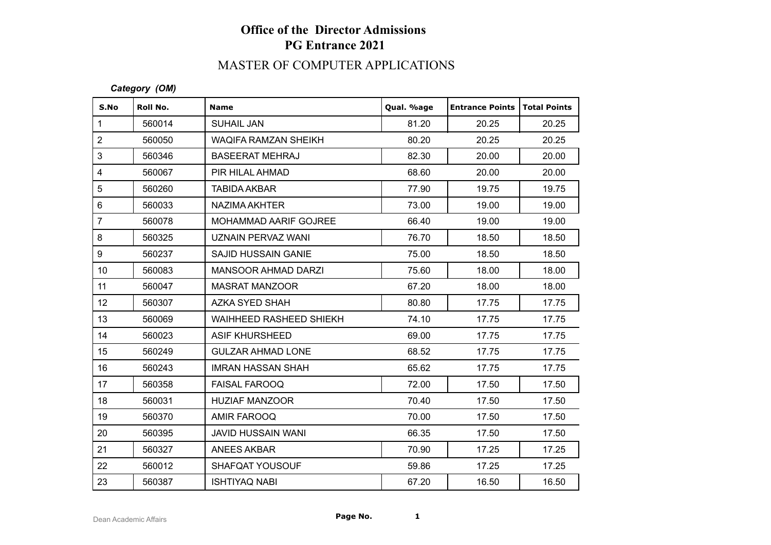# Office of the Director Admissions
## PG Entrance 2021

## MASTER OF COMPUTER APPLICATIONS

***Category (OM)***

| S.No | Roll No. | Name | Qual. %age | Entrance Points | Total Points |
|---|---|---|---|---|---|
| 1 | 560014 | SUHAIL JAN | 81.20 | 20.25 | 20.25 |
| 2 | 560050 | WAQIFA RAMZAN SHEIKH | 80.20 | 20.25 | 20.25 |
| 3 | 560346 | BASEERAT MEHRAJ | 82.30 | 20.00 | 20.00 |
| 4 | 560067 | PIR HILAL AHMAD | 68.60 | 20.00 | 20.00 |
| 5 | 560260 | TABIDA AKBAR | 77.90 | 19.75 | 19.75 |
| 6 | 560033 | NAZIMA AKHTER | 73.00 | 19.00 | 19.00 |
| 7 | 560078 | MOHAMMAD AARIF GOJREE | 66.40 | 19.00 | 19.00 |
| 8 | 560325 | UZNAIN PERVAZ WANI | 76.70 | 18.50 | 18.50 |
| 9 | 560237 | SAJID HUSSAIN GANIE | 75.00 | 18.50 | 18.50 |
| 10 | 560083 | MANSOOR AHMAD DARZI | 75.60 | 18.00 | 18.00 |
| 11 | 560047 | MASRAT MANZOOR | 67.20 | 18.00 | 18.00 |
| 12 | 560307 | AZKA SYED SHAH | 80.80 | 17.75 | 17.75 |
| 13 | 560069 | WAIHHEED RASHEED SHIEKH | 74.10 | 17.75 | 17.75 |
| 14 | 560023 | ASIF KHURSHEED | 69.00 | 17.75 | 17.75 |
| 15 | 560249 | GULZAR AHMAD LONE | 68.52 | 17.75 | 17.75 |
| 16 | 560243 | IMRAN HASSAN SHAH | 65.62 | 17.75 | 17.75 |
| 17 | 560358 | FAISAL FAROOQ | 72.00 | 17.50 | 17.50 |
| 18 | 560031 | HUZIAF MANZOOR | 70.40 | 17.50 | 17.50 |
| 19 | 560370 | AMIR FAROOQ | 70.00 | 17.50 | 17.50 |
| 20 | 560395 | JAVID HUSSAIN WANI | 66.35 | 17.50 | 17.50 |
| 21 | 560327 | ANEES AKBAR | 70.90 | 17.25 | 17.25 |
| 22 | 560012 | SHAFQAT YOUSOUF | 59.86 | 17.25 | 17.25 |
| 23 | 560387 | ISHTIYAQ NABI | 67.20 | 16.50 | 16.50 |

Dean Academic Affairs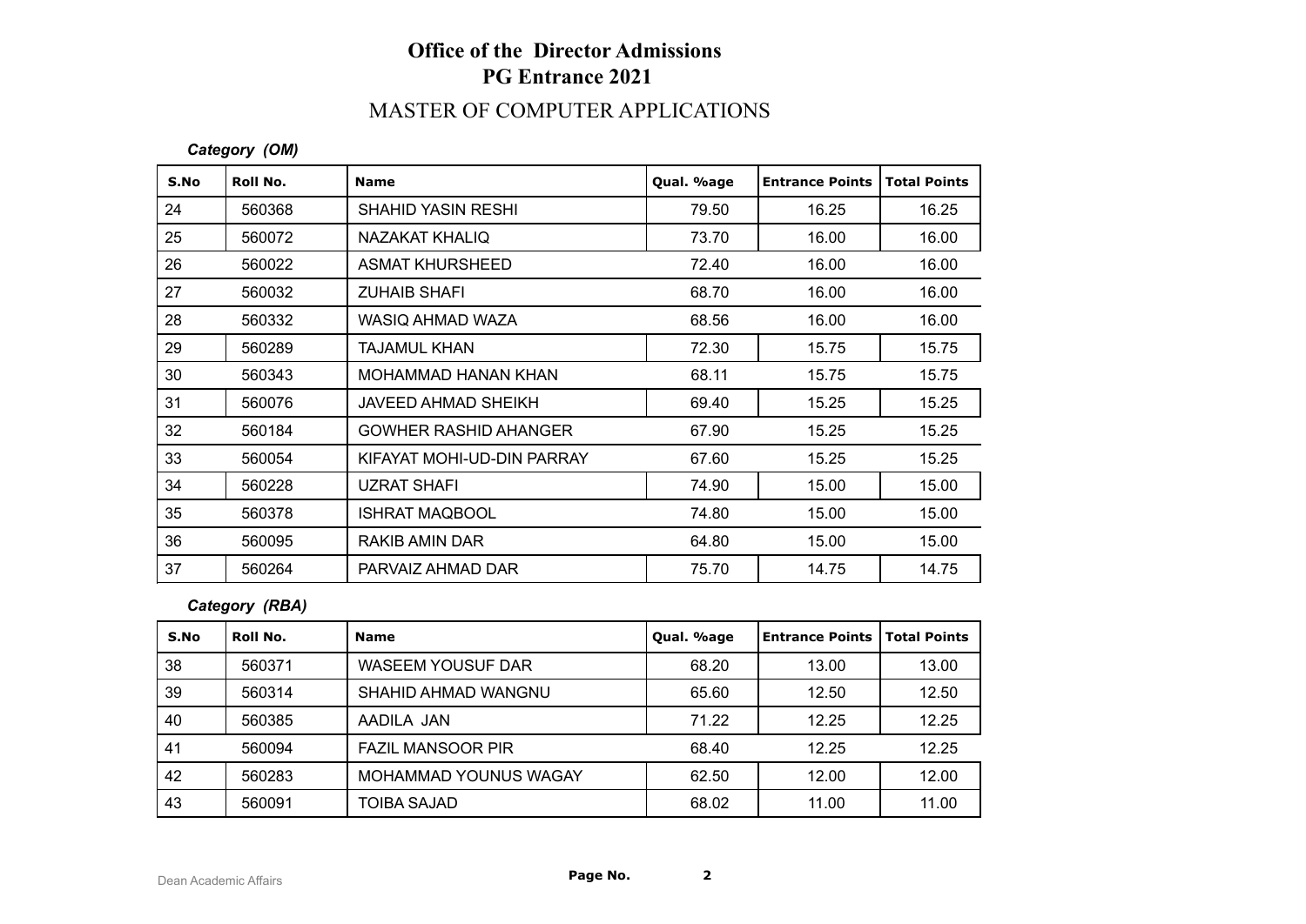# Office of the Director Admissions
## PG Entrance 2021

## MASTER OF COMPUTER APPLICATIONS

***Category (OM)***

| S.No | Roll No. | Name | Qual. %age | Entrance Points | Total Points |
|---|---|---|---|---|---|
| 24 | 560368 | SHAHID YASIN RESHI | 79.50 | 16.25 | 16.25 |
| 25 | 560072 | NAZAKAT KHALIQ | 73.70 | 16.00 | 16.00 |
| 26 | 560022 | ASMAT KHURSHEED | 72.40 | 16.00 | 16.00 |
| 27 | 560032 | ZUHAIB SHAFI | 68.70 | 16.00 | 16.00 |
| 28 | 560332 | WASIQ AHMAD WAZA | 68.56 | 16.00 | 16.00 |
| 29 | 560289 | TAJAMUL KHAN | 72.30 | 15.75 | 15.75 |
| 30 | 560343 | MOHAMMAD HANAN KHAN | 68.11 | 15.75 | 15.75 |
| 31 | 560076 | JAVEED AHMAD SHEIKH | 69.40 | 15.25 | 15.25 |
| 32 | 560184 | GOWHER RASHID AHANGER | 67.90 | 15.25 | 15.25 |
| 33 | 560054 | KIFAYAT MOHI-UD-DIN PARRAY | 67.60 | 15.25 | 15.25 |
| 34 | 560228 | UZRAT SHAFI | 74.90 | 15.00 | 15.00 |
| 35 | 560378 | ISHRAT MAQBOOL | 74.80 | 15.00 | 15.00 |
| 36 | 560095 | RAKIB AMIN DAR | 64.80 | 15.00 | 15.00 |
| 37 | 560264 | PARVAIZ AHMAD DAR | 75.70 | 14.75 | 14.75 |

***Category (RBA)***

| S.No | Roll No. | Name | Qual. %age | Entrance Points | Total Points |
|---|---|---|---|---|---|
| 38 | 560371 | WASEEM YOUSUF DAR | 68.20 | 13.00 | 13.00 |
| 39 | 560314 | SHAHID AHMAD WANGNU | 65.60 | 12.50 | 12.50 |
| 40 | 560385 | AADILA JAN | 71.22 | 12.25 | 12.25 |
| 41 | 560094 | FAZIL MANSOOR PIR | 68.40 | 12.25 | 12.25 |
| 42 | 560283 | MOHAMMAD YOUNUS WAGAY | 62.50 | 12.00 | 12.00 |
| 43 | 560091 | TOIBA SAJAD | 68.02 | 11.00 | 11.00 |

Dean Academic Affairs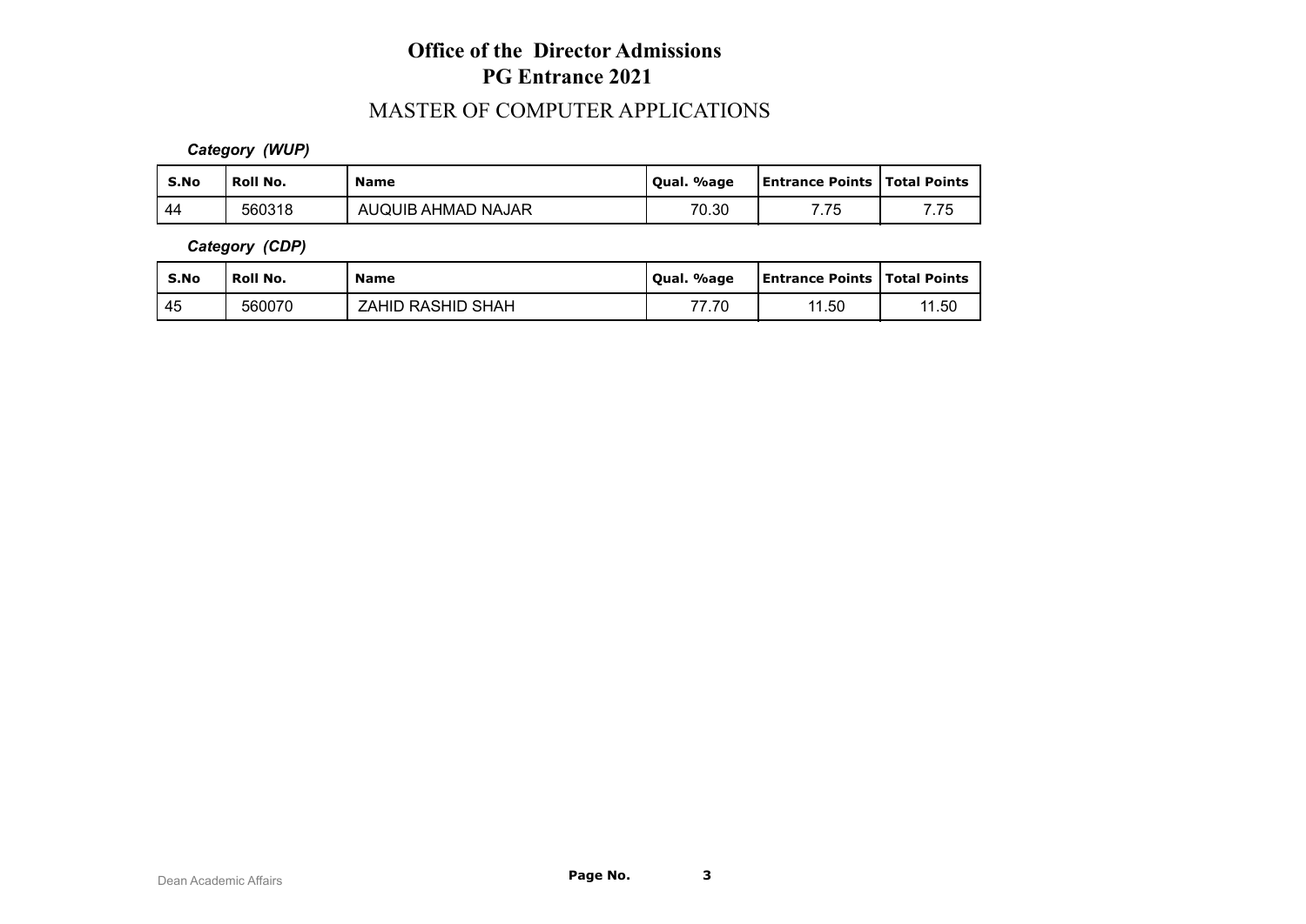# Office of the Director Admissions
# PG Entrance 2021

## MASTER OF COMPUTER APPLICATIONS

***Category (WUP)***

| S.No | Roll No. | Name | Qual. %age | Entrance Points | Total Points |
|---|---|---|---|---|---|
| 44 | 560318 | AUQUIB AHMAD NAJAR | 70.30 | 7.75 | 7.75 |

***Category (CDP)***

| S.No | Roll No. | Name | Qual. %age | Entrance Points | Total Points |
|---|---|---|---|---|---|
| 45 | 560070 | ZAHID RASHID SHAH | 77.70 | 11.50 | 11.50 |

Dean Academic Affairs